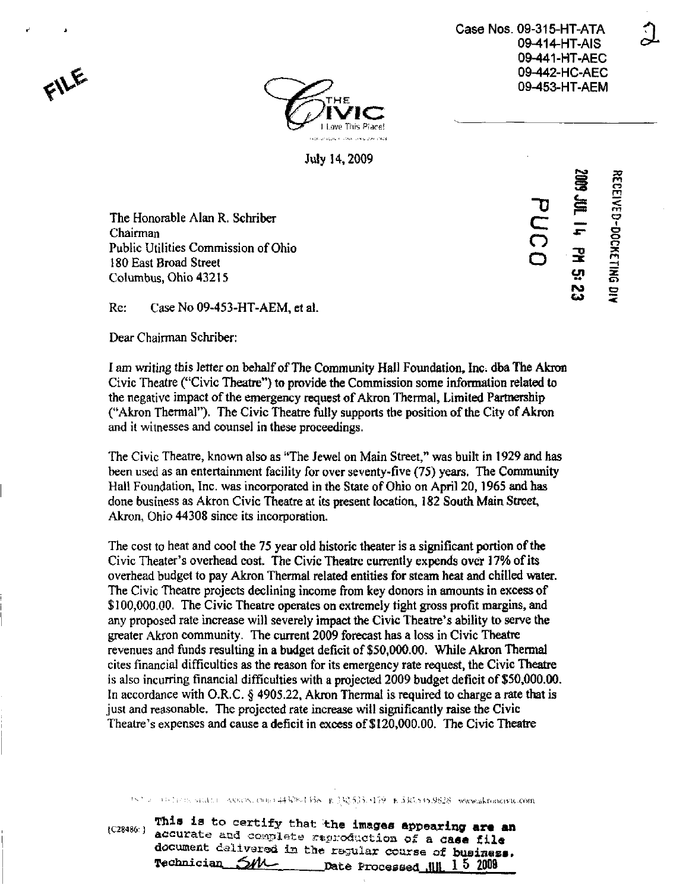Case Nos. 09-315-HT-ATA
09-414-HT-AIS
09-441-HT-AEC
09-442-HC-AEC
09-453-HT-AEM

FILE

THE CIVIC
I Love This Place!

July 14, 2009

RECEIVED-DOCKETING DIV
2009 JUL 14 PM 5:23
PUCO

The Honorable Alan R. Schriber
Chairman
Public Utilities Commission of Ohio
180 East Broad Street
Columbus, Ohio 43215

Re: Case No 09-453-HT-AEM, et al.

Dear Chairman Schriber:

I am writing this letter on behalf of The Community Hall Foundation, Inc. dba The Akron Civic Theatre ("Civic Theatre") to provide the Commission some information related to the negative impact of the emergency request of Akron Thermal, Limited Partnership ("Akron Thermal"). The Civic Theatre fully supports the position of the City of Akron and it witnesses and counsel in these proceedings.

The Civic Theatre, known also as "The Jewel on Main Street," was built in 1929 and has been used as an entertainment facility for over seventy-five (75) years. The Community Hall Foundation, Inc. was incorporated in the State of Ohio on April 20, 1965 and has done business as Akron Civic Theatre at its present location, 182 South Main Street, Akron, Ohio 44308 since its incorporation.

The cost to heat and cool the 75 year old historic theater is a significant portion of the Civic Theater's overhead cost. The Civic Theatre currently expends over 17% of its overhead budget to pay Akron Thermal related entities for steam heat and chilled water. The Civic Theatre projects declining income from key donors in amounts in excess of $100,000.00. The Civic Theatre operates on extremely tight gross profit margins, and any proposed rate increase will severely impact the Civic Theatre's ability to serve the greater Akron community. The current 2009 forecast has a loss in Civic Theatre revenues and funds resulting in a budget deficit of $50,000.00. While Akron Thermal cites financial difficulties as the reason for its emergency rate request, the Civic Theatre is also incurring financial difficulties with a projected 2009 budget deficit of $50,000.00. In accordance with O.R.C. § 4905.22, Akron Thermal is required to charge a rate that is just and reasonable. The projected rate increase will significantly raise the Civic Theatre's expenses and cause a deficit in excess of $120,000.00. The Civic Theatre

{C28486: }

This is to certify that the images appearing are an accurate and complete reproduction of a case file document delivered in the regular course of business.
Technician SM Date Processed JUL 15 2009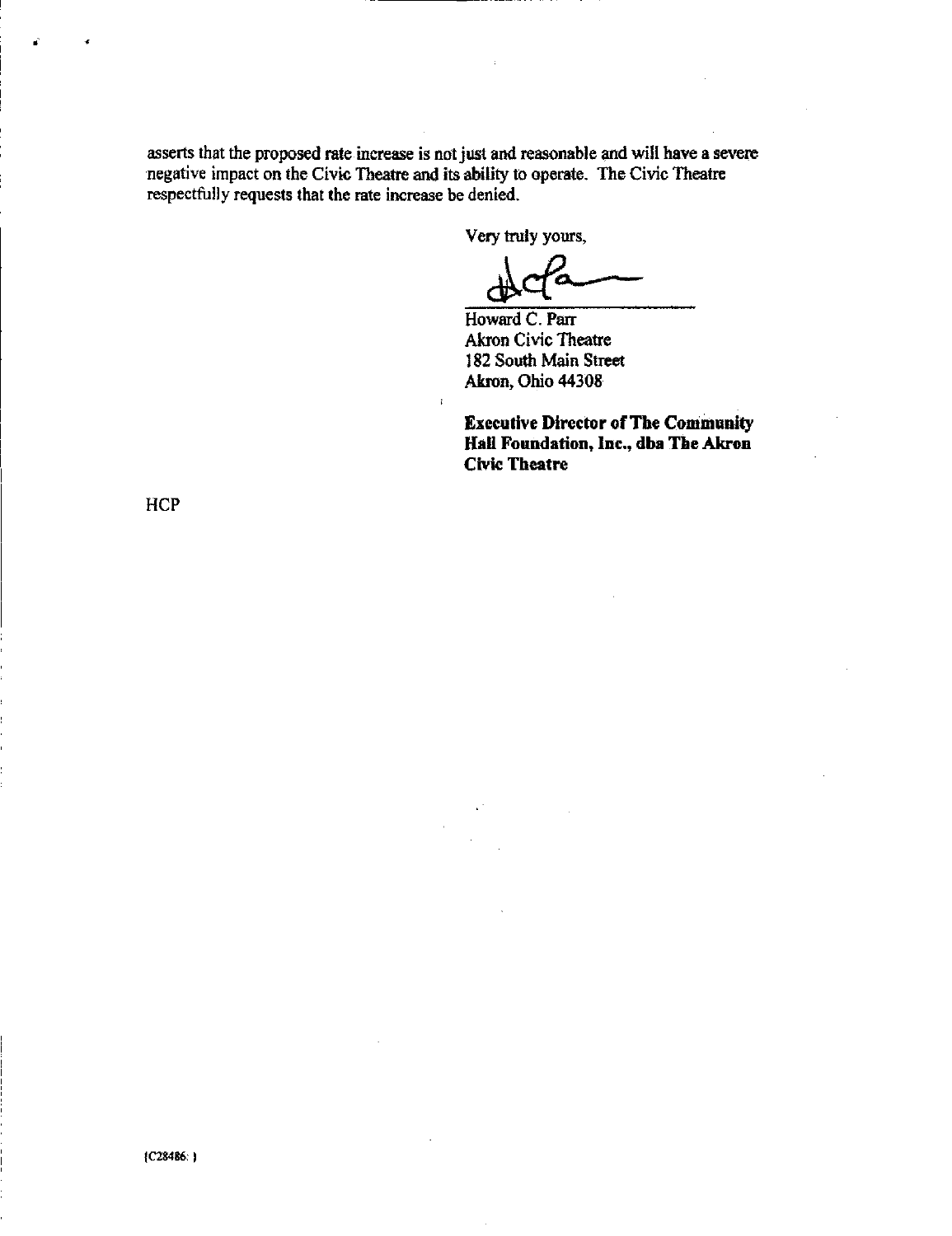asserts that the proposed rate increase is not just and reasonable and will have a severe negative impact on the Civic Theatre and its ability to operate. The Civic Theatre respectfully requests that the rate increase be denied.

Very truly yours,

Howard C. Parr
Akron Civic Theatre
182 South Main Street
Akron, Ohio 44308

**Executive Director of The Community Hall Foundation, Inc., dba The Akron Civic Theatre**

HCP

{C28486: }